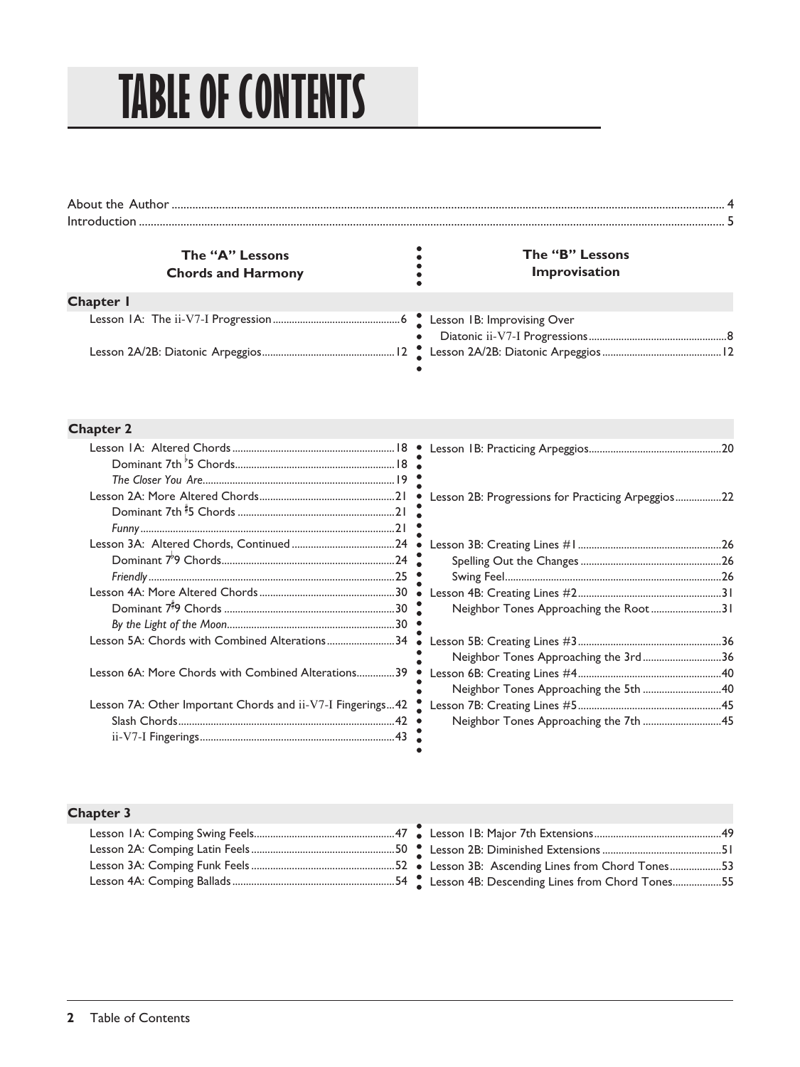# TABLE OF CONTENTS

About the Author ... 4
Introduction ... 5

| The "A" Lessons<br>Chords and Harmony | The "B" Lessons<br>Improvisation |
|---|---|
| **Chapter 1** | |
| Lesson 1A: The ii-V7-I Progression ... 6 | Lesson 1B: Improvising Over Diatonic ii-V7-I Progressions ... 8 |
| Lesson 2A/2B: Diatonic Arpeggios ... 12 | Lesson 2A/2B: Diatonic Arpeggios ... 12 |
| **Chapter 2** | |
| Lesson 1A: Altered Chords ... 18 | Lesson 1B: Practicing Arpeggios ... 20 |
| Dominant 7th ♭5 Chords ... 18 | |
| *The Closer You Are* ... 19 | |
| Lesson 2A: More Altered Chords ... 21 | Lesson 2B: Progressions for Practicing Arpeggios ... 22 |
| Dominant 7th ♯5 Chords ... 21 | |
| *Funny* ... 21 | |
| Lesson 3A: Altered Chords, Continued ... 24 | Lesson 3B: Creating Lines #1 ... 26 |
| Dominant 7♭9 Chords ... 24 | Spelling Out the Changes ... 26 |
| *Friendly* ... 25 | Swing Feel ... 26 |
| Lesson 4A: More Altered Chords ... 30 | Lesson 4B: Creating Lines #2 ... 31 |
| Dominant 7♯9 Chords ... 30 | Neighbor Tones Approaching the Root ... 31 |
| *By the Light of the Moon* ... 30 | |
| Lesson 5A: Chords with Combined Alterations ... 34 | Lesson 5B: Creating Lines #3 ... 36 |
| | Neighbor Tones Approaching the 3rd ... 36 |
| Lesson 6A: More Chords with Combined Alterations ... 39 | Lesson 6B: Creating Lines #4 ... 40 |
| | Neighbor Tones Approaching the 5th ... 40 |
| Lesson 7A: Other Important Chords and ii-V7-I Fingerings ... 42 | Lesson 7B: Creating Lines #5 ... 45 |
| Slash Chords ... 42 | Neighbor Tones Approaching the 7th ... 45 |
| ii-V7-I Fingerings ... 43 | |
| **Chapter 3** | |
| Lesson 1A: Comping Swing Feels ... 47 | Lesson 1B: Major 7th Extensions ... 49 |
| Lesson 2A: Comping Latin Feels ... 50 | Lesson 2B: Diminished Extensions ... 51 |
| Lesson 3A: Comping Funk Feels ... 52 | Lesson 3B: Ascending Lines from Chord Tones ... 53 |
| Lesson 4A: Comping Ballads ... 54 | Lesson 4B: Descending Lines from Chord Tones ... 55 |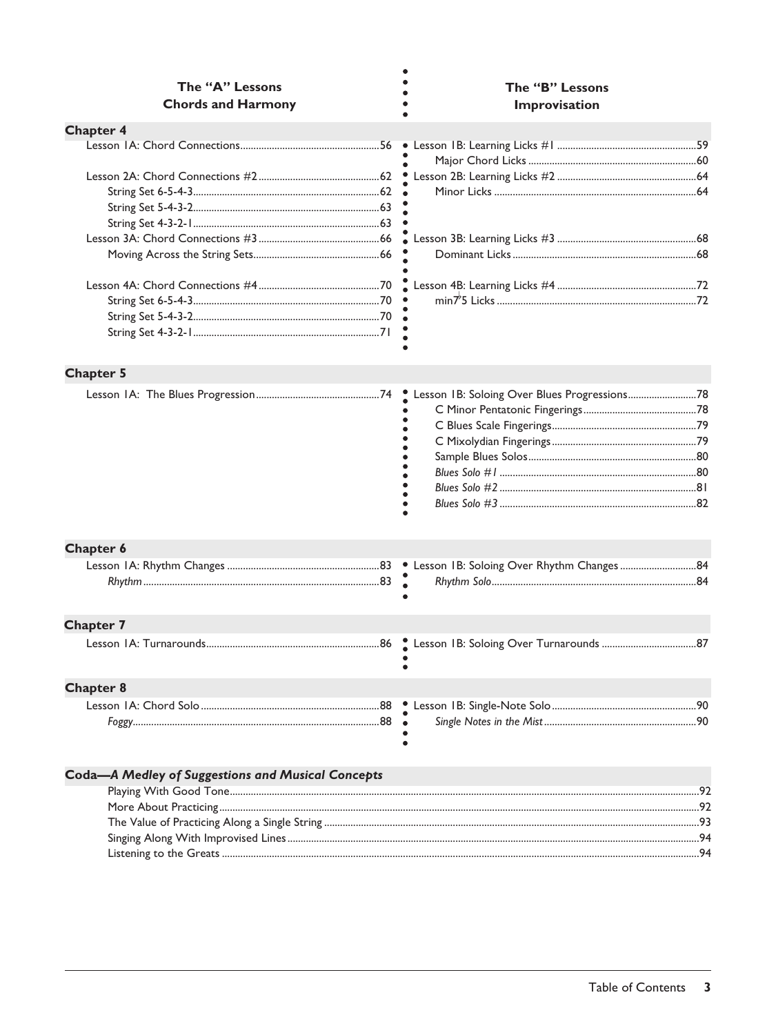| The "A" Lessons<br>Chords and Harmony | | The "B" Lessons<br>Improvisation | |
|---|---|---|---|
| **Chapter 4** | | | |
| Lesson 1A: Chord Connections | 56 | Lesson 1B: Learning Licks #1 | 59 |
| | | Major Chord Licks | 60 |
| Lesson 2A: Chord Connections #2 | 62 | Lesson 2B: Learning Licks #2 | 64 |
| String Set 6-5-4-3 | 62 | Minor Licks | 64 |
| String Set 5-4-3-2 | 63 | | |
| String Set 4-3-2-1 | 63 | | |
| Lesson 3A: Chord Connections #3 | 66 | Lesson 3B: Learning Licks #3 | 68 |
| Moving Across the String Sets | 66 | Dominant Licks | 68 |
| Lesson 4A: Chord Connections #4 | 70 | Lesson 4B: Learning Licks #4 | 72 |
| String Set 6-5-4-3 | 70 | min7♭5 Licks | 72 |
| String Set 5-4-3-2 | 70 | | |
| String Set 4-3-2-1 | 71 | | |
| **Chapter 5** | | | |
| Lesson 1A: The Blues Progression | 74 | Lesson 1B: Soloing Over Blues Progressions | 78 |
| | | C Minor Pentatonic Fingerings | 78 |
| | | C Blues Scale Fingerings | 79 |
| | | C Mixolydian Fingerings | 79 |
| | | Sample Blues Solos | 80 |
| | | *Blues Solo #1* | 80 |
| | | *Blues Solo #2* | 81 |
| | | *Blues Solo #3* | 82 |
| **Chapter 6** | | | |
| Lesson 1A: Rhythm Changes | 83 | Lesson 1B: Soloing Over Rhythm Changes | 84 |
| *Rhythm* | 83 | *Rhythm Solo* | 84 |
| **Chapter 7** | | | |
| Lesson 1A: Turnarounds | 86 | Lesson 1B: Soloing Over Turnarounds | 87 |
| **Chapter 8** | | | |
| Lesson 1A: Chord Solo | 88 | Lesson 1B: Single-Note Solo | 90 |
| *Foggy* | 88 | *Single Notes in the Mist* | 90 |

**Coda—*A Medley of Suggestions and Musical Concepts***

| | |
|---|---|
| Playing With Good Tone | 92 |
| More About Practicing | 92 |
| The Value of Practicing Along a Single String | 93 |
| Singing Along With Improvised Lines | 94 |
| Listening to the Greats | 94 |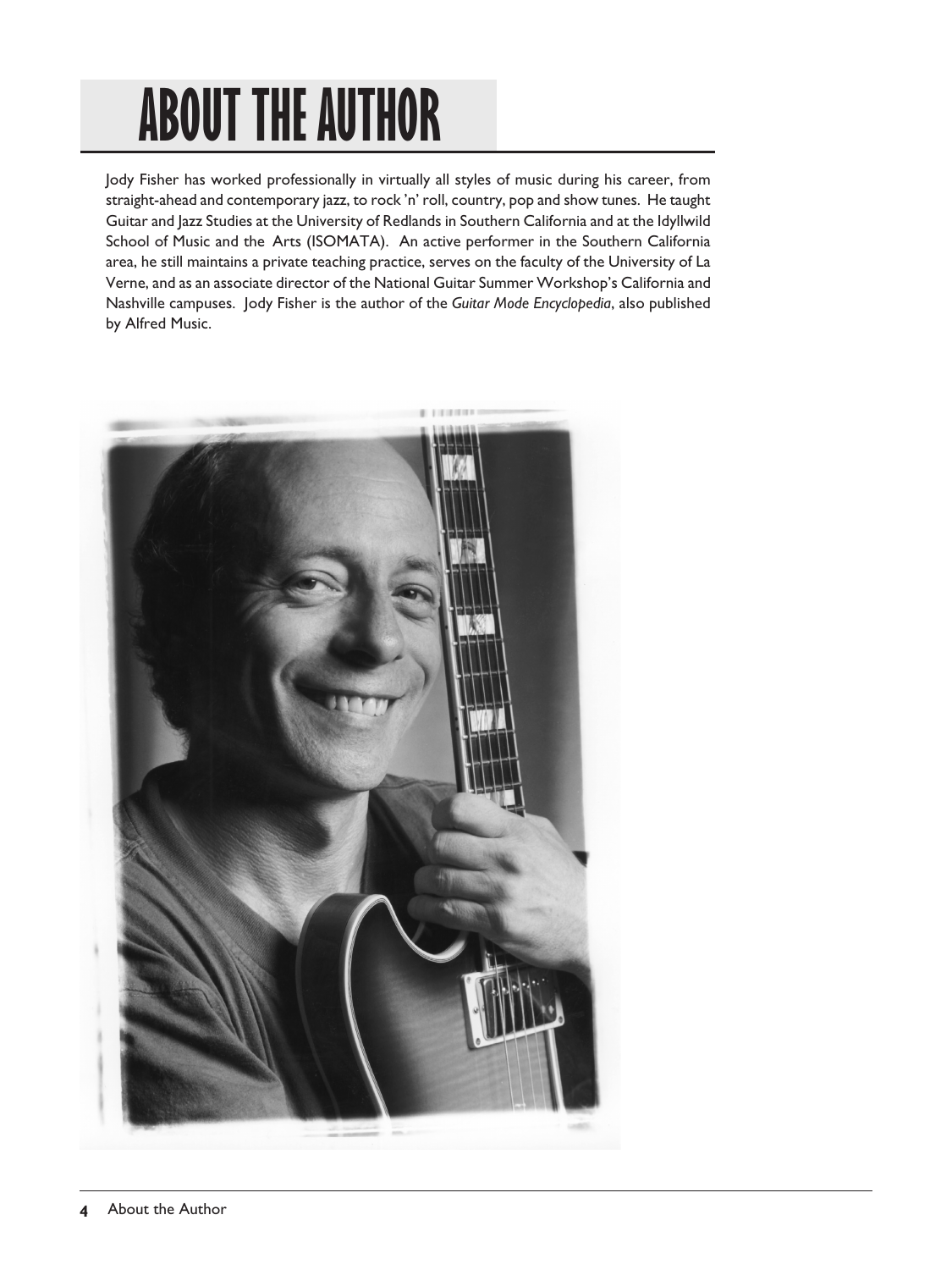# ABOUT THE AUTHOR

Jody Fisher has worked professionally in virtually all styles of music during his career, from straight-ahead and contemporary jazz, to rock 'n' roll, country, pop and show tunes. He taught Guitar and Jazz Studies at the University of Redlands in Southern California and at the Idyllwild School of Music and the Arts (ISOMATA). An active performer in the Southern California area, he still maintains a private teaching practice, serves on the faculty of the University of La Verne, and as an associate director of the National Guitar Summer Workshop's California and Nashville campuses. Jody Fisher is the author of the *Guitar Mode Encyclopedia*, also published by Alfred Music.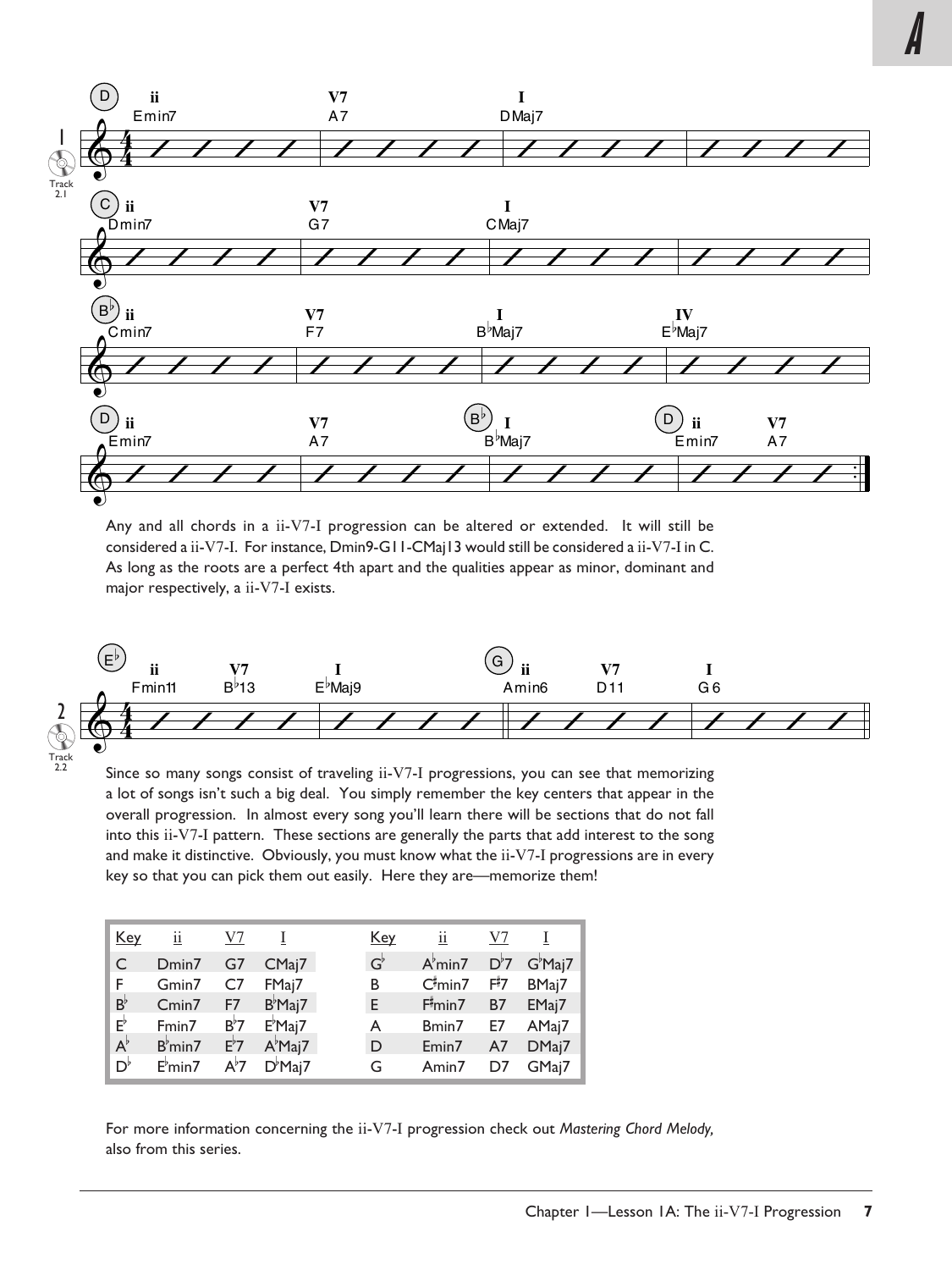Any and all chords in a ii-V7-I progression can be altered or extended. It will still be considered a ii-V7-I. For instance, Dmin9-G11-CMaj13 would still be considered a ii-V7-I in C. As long as the roots are a perfect 4th apart and the qualities appear as minor, dominant and major respectively, a ii-V7-I exists.

Since so many songs consist of traveling ii-V7-I progressions, you can see that memorizing a lot of songs isn't such a big deal. You simply remember the key centers that appear in the overall progression. In almost every song you'll learn there will be sections that do not fall into this ii-V7-I pattern. These sections are generally the parts that add interest to the song and make it distinctive. Obviously, you must know what the ii-V7-I progressions are in every key so that you can pick them out easily. Here they are—memorize them!

| Key | ii | V7 | I | | Key | ii | V7 | I |
|---|---|---|---|---|---|---|---|---|
| C | Dmin7 | G7 | CMaj7 | | G♭ | A♭min7 | D♭7 | G♭Maj7 |
| F | Gmin7 | C7 | FMaj7 | | B | C♯min7 | F♯7 | BMaj7 |
| B♭ | Cmin7 | F7 | B♭Maj7 | | E | F♯min7 | B7 | EMaj7 |
| E♭ | Fmin7 | B♭7 | E♭Maj7 | | A | Bmin7 | E7 | AMaj7 |
| A♭ | B♭min7 | E♭7 | A♭Maj7 | | D | Emin7 | A7 | DMaj7 |
| D♭ | E♭min7 | A♭7 | D♭Maj7 | | G | Amin7 | D7 | GMaj7 |

For more information concerning the ii-V7-I progression check out *Mastering Chord Melody,* also from this series.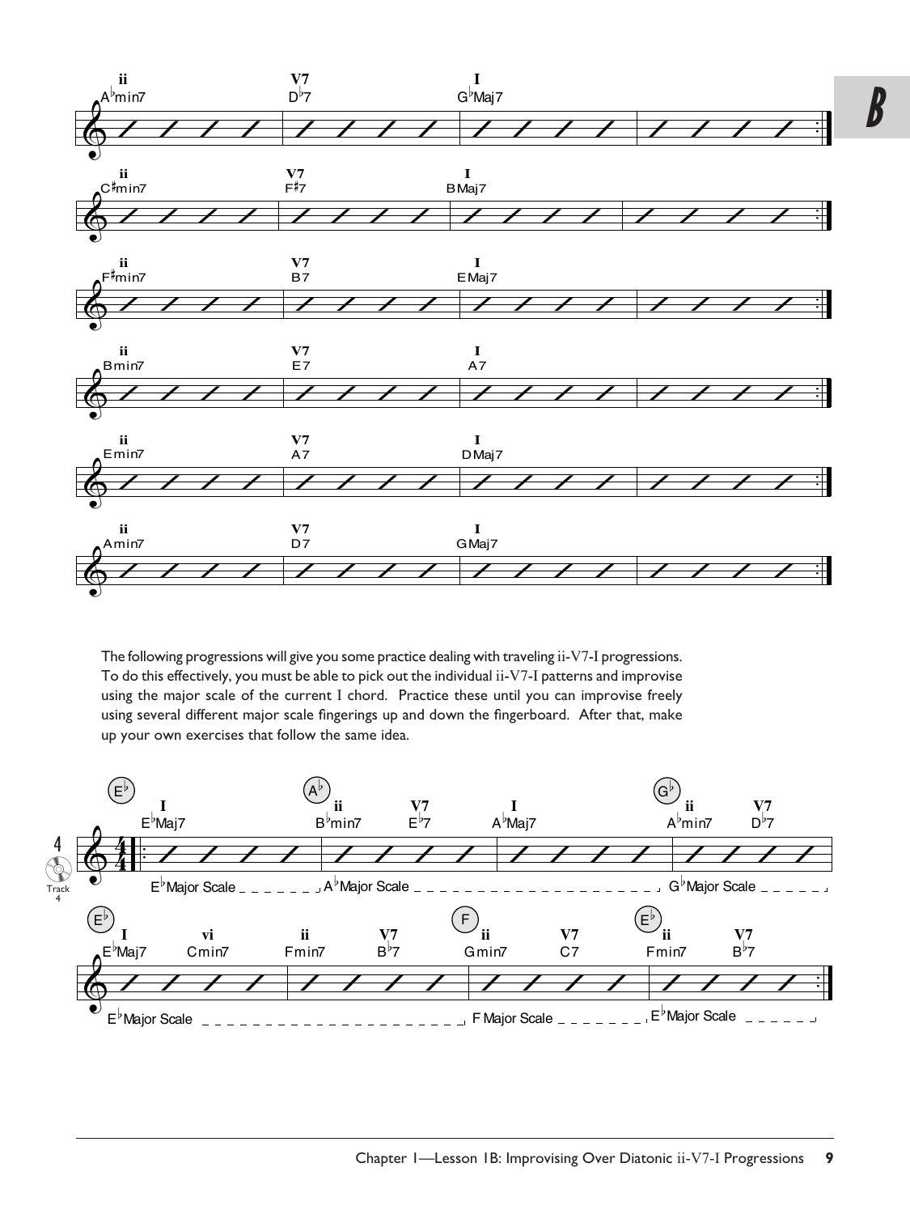| ii | V7 | I | |
|---|---|---|---|
| A♭min7 | D♭7 | G♭Maj7 | |

| ii | V7 | I | |
|---|---|---|---|
| C♯min7 | F♯7 | BMaj7 | |

| ii | V7 | I | |
|---|---|---|---|
| F♯min7 | B7 | EMaj7 | |

| ii | V7 | I | |
|---|---|---|---|
| Bmin7 | E7 | A7 | |

| ii | V7 | I | |
|---|---|---|---|
| Emin7 | A7 | DMaj7 | |

| ii | V7 | I | |
|---|---|---|---|
| Amin7 | D7 | GMaj7 | |

The following progressions will give you some practice dealing with traveling ii-V7-I progressions. To do this effectively, you must be able to pick out the individual ii-V7-I patterns and improvise using the major scale of the current I chord. Practice these until you can improvise freely using several different major scale fingerings up and down the fingerboard. After that, make up your own exercises that follow the same idea.

Track 4

| E♭ | A♭ | | G♭ |
|---|---|---|---|
| I E♭Maj7 | ii B♭min7 — V7 E♭7 | I A♭Maj7 | ii A♭min7 — V7 D♭7 |
| E♭Major Scale | A♭Major Scale | | G♭Major Scale |

| E♭ | | F | E♭ |
|---|---|---|---|
| I E♭Maj7 — vi Cmin7 | ii Fmin7 — V7 B♭7 | ii Gmin7 — V7 C7 | ii Fmin7 — V7 B♭7 |
| E♭Major Scale | | F Major Scale | E♭Major Scale |